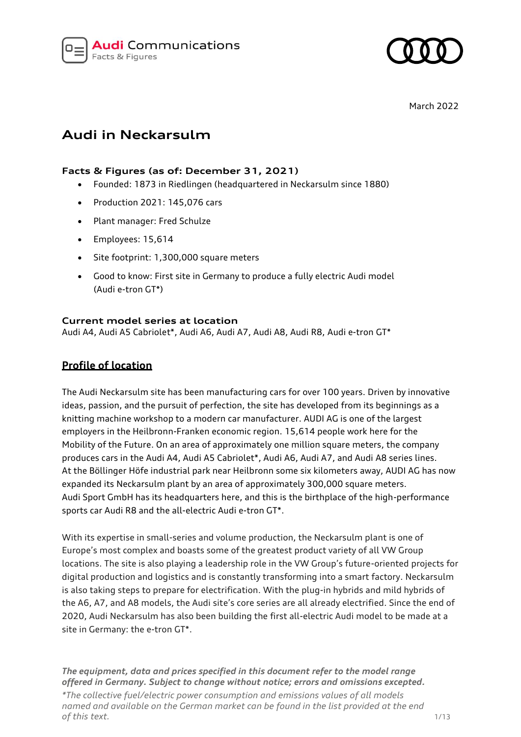Audi Communications
Facts & Figures

March 2022

# Audi in Neckarsulm

### Facts & Figures (as of: December 31, 2021)

- Founded: 1873 in Riedlingen (headquartered in Neckarsulm since 1880)
- Production 2021: 145,076 cars
- Plant manager: Fred Schulze
- Employees: 15,614
- Site footprint: 1,300,000 square meters
- Good to know: First site in Germany to produce a fully electric Audi model (Audi e-tron GT*)

### Current model series at location

Audi A4, Audi A5 Cabriolet*, Audi A6, Audi A7, Audi A8, Audi R8, Audi e-tron GT*

## Profile of location

The Audi Neckarsulm site has been manufacturing cars for over 100 years. Driven by innovative ideas, passion, and the pursuit of perfection, the site has developed from its beginnings as a knitting machine workshop to a modern car manufacturer. AUDI AG is one of the largest employers in the Heilbronn-Franken economic region. 15,614 people work here for the Mobility of the Future. On an area of approximately one million square meters, the company produces cars in the Audi A4, Audi A5 Cabriolet*, Audi A6, Audi A7, and Audi A8 series lines. At the Böllinger Höfe industrial park near Heilbronn some six kilometers away, AUDI AG has now expanded its Neckarsulm plant by an area of approximately 300,000 square meters. Audi Sport GmbH has its headquarters here, and this is the birthplace of the high-performance sports car Audi R8 and the all-electric Audi e-tron GT*.

With its expertise in small-series and volume production, the Neckarsulm plant is one of Europe's most complex and boasts some of the greatest product variety of all VW Group locations. The site is also playing a leadership role in the VW Group's future-oriented projects for digital production and logistics and is constantly transforming into a smart factory. Neckarsulm is also taking steps to prepare for electrification. With the plug-in hybrids and mild hybrids of the A6, A7, and A8 models, the Audi site's core series are all already electrified. Since the end of 2020, Audi Neckarsulm has also been building the first all-electric Audi model to be made at a site in Germany: the e-tron GT*.

***The equipment, data and prices specified in this document refer to the model range offered in Germany. Subject to change without notice; errors and omissions excepted.***

*\*The collective fuel/electric power consumption and emissions values of all models named and available on the German market can be found in the list provided at the end of this text.*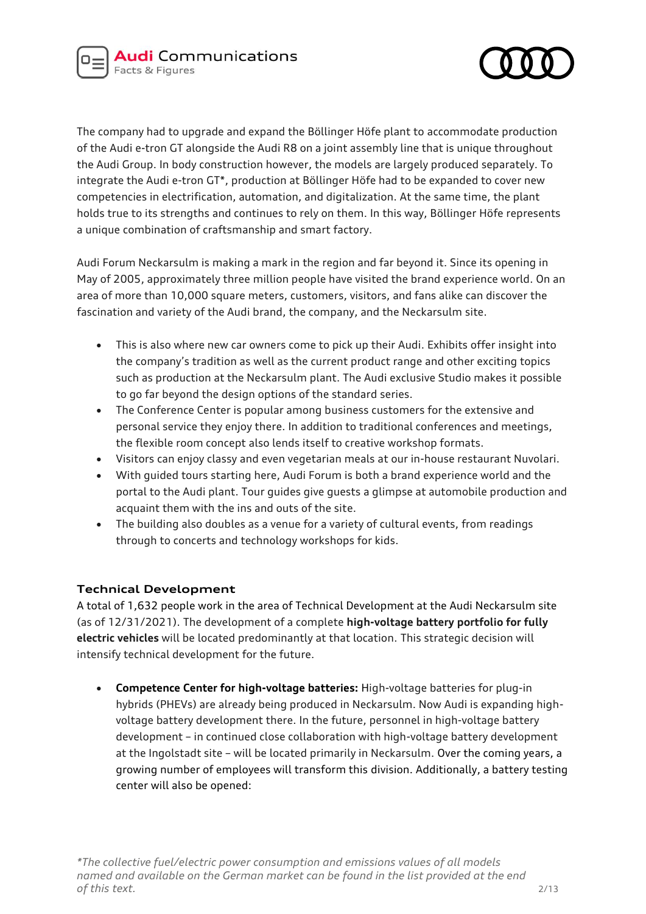The company had to upgrade and expand the Böllinger Höfe plant to accommodate production of the Audi e-tron GT alongside the Audi R8 on a joint assembly line that is unique throughout the Audi Group. In body construction however, the models are largely produced separately. To integrate the Audi e-tron GT*, production at Böllinger Höfe had to be expanded to cover new competencies in electrification, automation, and digitalization. At the same time, the plant holds true to its strengths and continues to rely on them. In this way, Böllinger Höfe represents a unique combination of craftsmanship and smart factory.

Audi Forum Neckarsulm is making a mark in the region and far beyond it. Since its opening in May of 2005, approximately three million people have visited the brand experience world. On an area of more than 10,000 square meters, customers, visitors, and fans alike can discover the fascination and variety of the Audi brand, the company, and the Neckarsulm site.

- This is also where new car owners come to pick up their Audi. Exhibits offer insight into the company's tradition as well as the current product range and other exciting topics such as production at the Neckarsulm plant. The Audi exclusive Studio makes it possible to go far beyond the design options of the standard series.
- The Conference Center is popular among business customers for the extensive and personal service they enjoy there. In addition to traditional conferences and meetings, the flexible room concept also lends itself to creative workshop formats.
- Visitors can enjoy classy and even vegetarian meals at our in-house restaurant Nuvolari.
- With guided tours starting here, Audi Forum is both a brand experience world and the portal to the Audi plant. Tour guides give guests a glimpse at automobile production and acquaint them with the ins and outs of the site.
- The building also doubles as a venue for a variety of cultural events, from readings through to concerts and technology workshops for kids.

## Technical Development

A total of 1,632 people work in the area of Technical Development at the Audi Neckarsulm site (as of 12/31/2021). The development of a complete **high-voltage battery portfolio for fully electric vehicles** will be located predominantly at that location. This strategic decision will intensify technical development for the future.

- **Competence Center for high-voltage batteries:** High-voltage batteries for plug-in hybrids (PHEVs) are already being produced in Neckarsulm. Now Audi is expanding high-voltage battery development there. In the future, personnel in high-voltage battery development – in continued close collaboration with high-voltage battery development at the Ingolstadt site – will be located primarily in Neckarsulm. Over the coming years, a growing number of employees will transform this division. Additionally, a battery testing center will also be opened:

*\*The collective fuel/electric power consumption and emissions values of all models named and available on the German market can be found in the list provided at the end of this text.*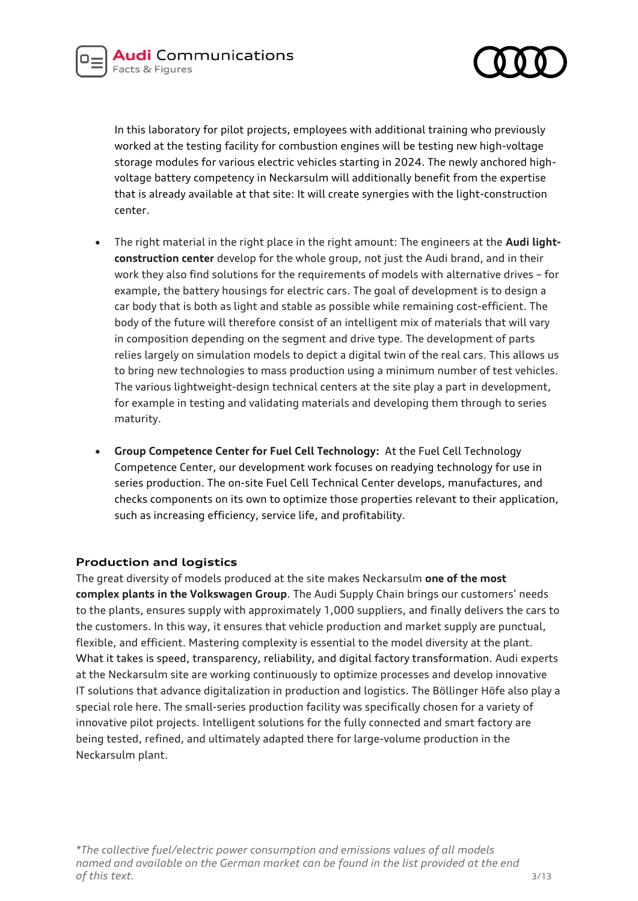In this laboratory for pilot projects, employees with additional training who previously worked at the testing facility for combustion engines will be testing new high-voltage storage modules for various electric vehicles starting in 2024. The newly anchored high-voltage battery competency in Neckarsulm will additionally benefit from the expertise that is already available at that site: It will create synergies with the light-construction center.

- The right material in the right place in the right amount: The engineers at the **Audi light-construction center** develop for the whole group, not just the Audi brand, and in their work they also find solutions for the requirements of models with alternative drives – for example, the battery housings for electric cars. The goal of development is to design a car body that is both as light and stable as possible while remaining cost-efficient. The body of the future will therefore consist of an intelligent mix of materials that will vary in composition depending on the segment and drive type. The development of parts relies largely on simulation models to depict a digital twin of the real cars. This allows us to bring new technologies to mass production using a minimum number of test vehicles. The various lightweight-design technical centers at the site play a part in development, for example in testing and validating materials and developing them through to series maturity.

- **Group Competence Center for Fuel Cell Technology:** At the Fuel Cell Technology Competence Center, our development work focuses on readying technology for use in series production. The on-site Fuel Cell Technical Center develops, manufactures, and checks components on its own to optimize those properties relevant to their application, such as increasing efficiency, service life, and profitability.

### Production and logistics

The great diversity of models produced at the site makes Neckarsulm **one of the most complex plants in the Volkswagen Group**. The Audi Supply Chain brings our customers' needs to the plants, ensures supply with approximately 1,000 suppliers, and finally delivers the cars to the customers. In this way, it ensures that vehicle production and market supply are punctual, flexible, and efficient. Mastering complexity is essential to the model diversity at the plant. What it takes is speed, transparency, reliability, and digital factory transformation. Audi experts at the Neckarsulm site are working continuously to optimize processes and develop innovative IT solutions that advance digitalization in production and logistics. The Böllinger Höfe also play a special role here. The small-series production facility was specifically chosen for a variety of innovative pilot projects. Intelligent solutions for the fully connected and smart factory are being tested, refined, and ultimately adapted there for large-volume production in the Neckarsulm plant.

*\*The collective fuel/electric power consumption and emissions values of all models named and available on the German market can be found in the list provided at the end of this text.*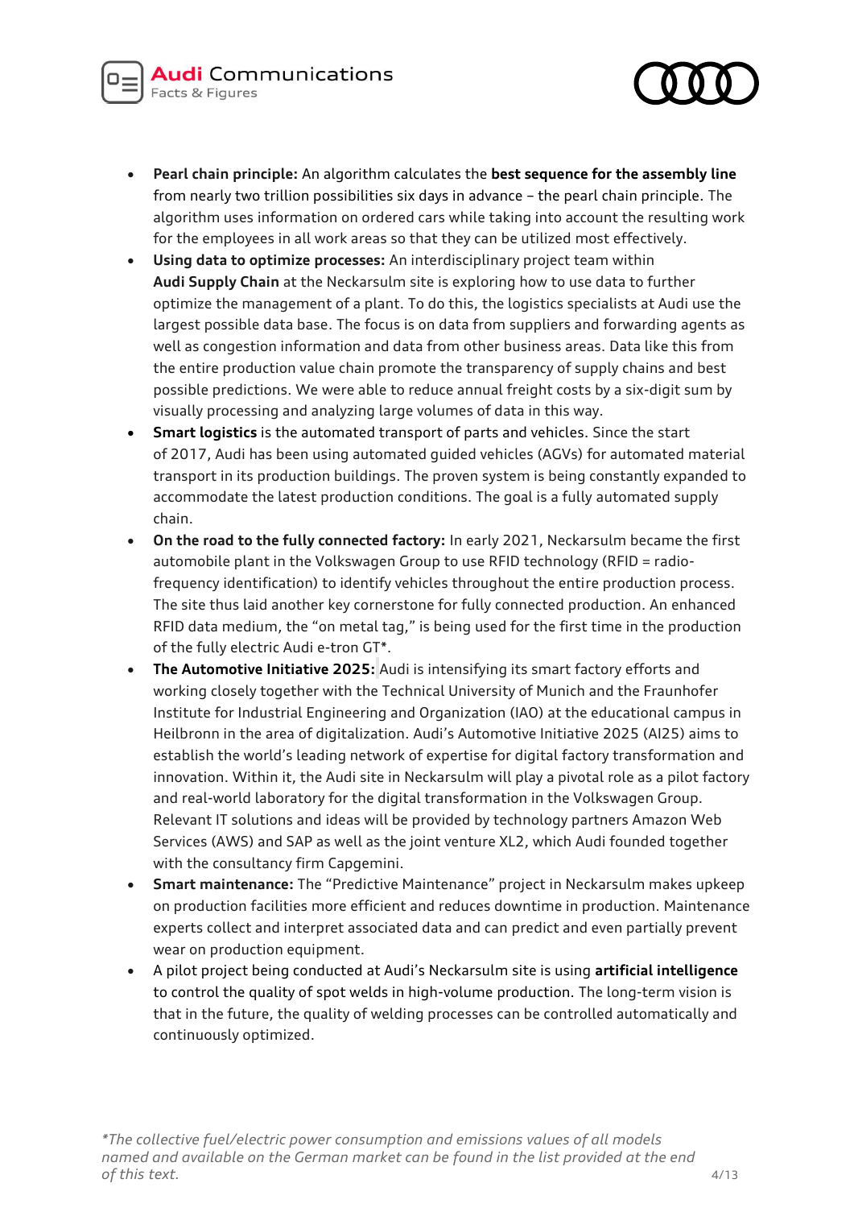- **Pearl chain principle:** An algorithm calculates the **best sequence for the assembly line** from nearly two trillion possibilities six days in advance – the pearl chain principle. The algorithm uses information on ordered cars while taking into account the resulting work for the employees in all work areas so that they can be utilized most effectively.
- **Using data to optimize processes:** An interdisciplinary project team within **Audi Supply Chain** at the Neckarsulm site is exploring how to use data to further optimize the management of a plant. To do this, the logistics specialists at Audi use the largest possible data base. The focus is on data from suppliers and forwarding agents as well as congestion information and data from other business areas. Data like this from the entire production value chain promote the transparency of supply chains and best possible predictions. We were able to reduce annual freight costs by a six-digit sum by visually processing and analyzing large volumes of data in this way.
- **Smart logistics** is the automated transport of parts and vehicles. Since the start of 2017, Audi has been using automated guided vehicles (AGVs) for automated material transport in its production buildings. The proven system is being constantly expanded to accommodate the latest production conditions. The goal is a fully automated supply chain.
- **On the road to the fully connected factory:** In early 2021, Neckarsulm became the first automobile plant in the Volkswagen Group to use RFID technology (RFID = radio-frequency identification) to identify vehicles throughout the entire production process. The site thus laid another key cornerstone for fully connected production. An enhanced RFID data medium, the "on metal tag," is being used for the first time in the production of the fully electric Audi e-tron GT*.
- **The Automotive Initiative 2025:** Audi is intensifying its smart factory efforts and working closely together with the Technical University of Munich and the Fraunhofer Institute for Industrial Engineering and Organization (IAO) at the educational campus in Heilbronn in the area of digitalization. Audi's Automotive Initiative 2025 (AI25) aims to establish the world's leading network of expertise for digital factory transformation and innovation. Within it, the Audi site in Neckarsulm will play a pivotal role as a pilot factory and real-world laboratory for the digital transformation in the Volkswagen Group. Relevant IT solutions and ideas will be provided by technology partners Amazon Web Services (AWS) and SAP as well as the joint venture XL2, which Audi founded together with the consultancy firm Capgemini.
- **Smart maintenance:** The "Predictive Maintenance" project in Neckarsulm makes upkeep on production facilities more efficient and reduces downtime in production. Maintenance experts collect and interpret associated data and can predict and even partially prevent wear on production equipment.
- A pilot project being conducted at Audi's Neckarsulm site is using **artificial intelligence** to control the quality of spot welds in high-volume production. The long-term vision is that in the future, the quality of welding processes can be controlled automatically and continuously optimized.

*\*The collective fuel/electric power consumption and emissions values of all models named and available on the German market can be found in the list provided at the end of this text.*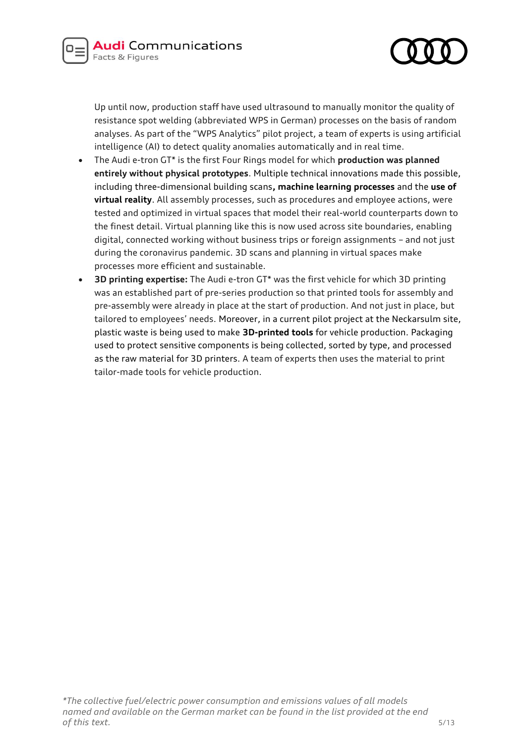Up until now, production staff have used ultrasound to manually monitor the quality of resistance spot welding (abbreviated WPS in German) processes on the basis of random analyses. As part of the "WPS Analytics" pilot project, a team of experts is using artificial intelligence (AI) to detect quality anomalies automatically and in real time.

- The Audi e-tron GT* is the first Four Rings model for which **production was planned entirely without physical prototypes**. Multiple technical innovations made this possible, including three-dimensional building scans**, machine learning processes** and the **use of virtual reality**. All assembly processes, such as procedures and employee actions, were tested and optimized in virtual spaces that model their real-world counterparts down to the finest detail. Virtual planning like this is now used across site boundaries, enabling digital, connected working without business trips or foreign assignments – and not just during the coronavirus pandemic. 3D scans and planning in virtual spaces make processes more efficient and sustainable.
- **3D printing expertise:** The Audi e-tron GT* was the first vehicle for which 3D printing was an established part of pre-series production so that printed tools for assembly and pre-assembly were already in place at the start of production. And not just in place, but tailored to employees' needs. Moreover, in a current pilot project at the Neckarsulm site, plastic waste is being used to make **3D-printed tools** for vehicle production. Packaging used to protect sensitive components is being collected, sorted by type, and processed as the raw material for 3D printers. A team of experts then uses the material to print tailor-made tools for vehicle production.

*\*The collective fuel/electric power consumption and emissions values of all models named and available on the German market can be found in the list provided at the end of this text.*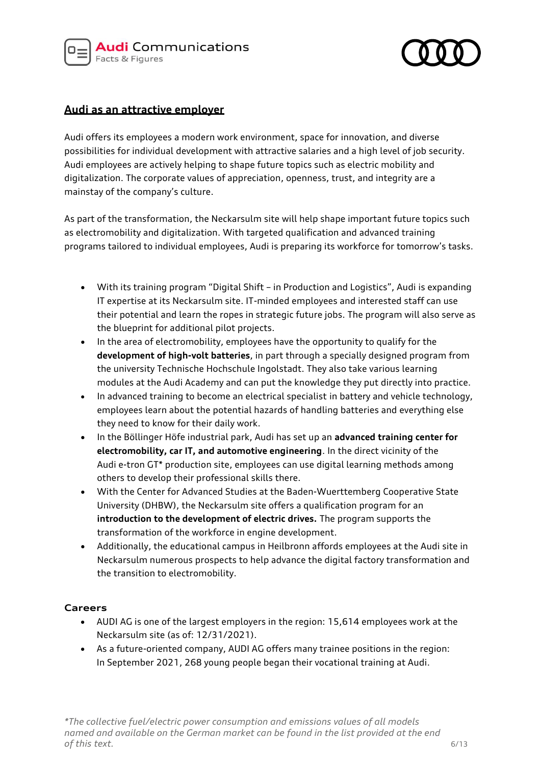## Audi as an attractive employer

Audi offers its employees a modern work environment, space for innovation, and diverse possibilities for individual development with attractive salaries and a high level of job security. Audi employees are actively helping to shape future topics such as electric mobility and digitalization. The corporate values of appreciation, openness, trust, and integrity are a mainstay of the company's culture.

As part of the transformation, the Neckarsulm site will help shape important future topics such as electromobility and digitalization. With targeted qualification and advanced training programs tailored to individual employees, Audi is preparing its workforce for tomorrow's tasks.

- With its training program "Digital Shift – in Production and Logistics", Audi is expanding IT expertise at its Neckarsulm site. IT-minded employees and interested staff can use their potential and learn the ropes in strategic future jobs. The program will also serve as the blueprint for additional pilot projects.
- In the area of electromobility, employees have the opportunity to qualify for the **development of high-volt batteries**, in part through a specially designed program from the university Technische Hochschule Ingolstadt. They also take various learning modules at the Audi Academy and can put the knowledge they put directly into practice.
- In advanced training to become an electrical specialist in battery and vehicle technology, employees learn about the potential hazards of handling batteries and everything else they need to know for their daily work.
- In the Böllinger Höfe industrial park, Audi has set up an **advanced training center for electromobility, car IT, and automotive engineering**. In the direct vicinity of the Audi e-tron GT* production site, employees can use digital learning methods among others to develop their professional skills there.
- With the Center for Advanced Studies at the Baden-Wuerttemberg Cooperative State University (DHBW), the Neckarsulm site offers a qualification program for an **introduction to the development of electric drives.** The program supports the transformation of the workforce in engine development.
- Additionally, the educational campus in Heilbronn affords employees at the Audi site in Neckarsulm numerous prospects to help advance the digital factory transformation and the transition to electromobility.

### Careers

- AUDI AG is one of the largest employers in the region: 15,614 employees work at the Neckarsulm site (as of: 12/31/2021).
- As a future-oriented company, AUDI AG offers many trainee positions in the region: In September 2021, 268 young people began their vocational training at Audi.

*\*The collective fuel/electric power consumption and emissions values of all models named and available on the German market can be found in the list provided at the end of this text.*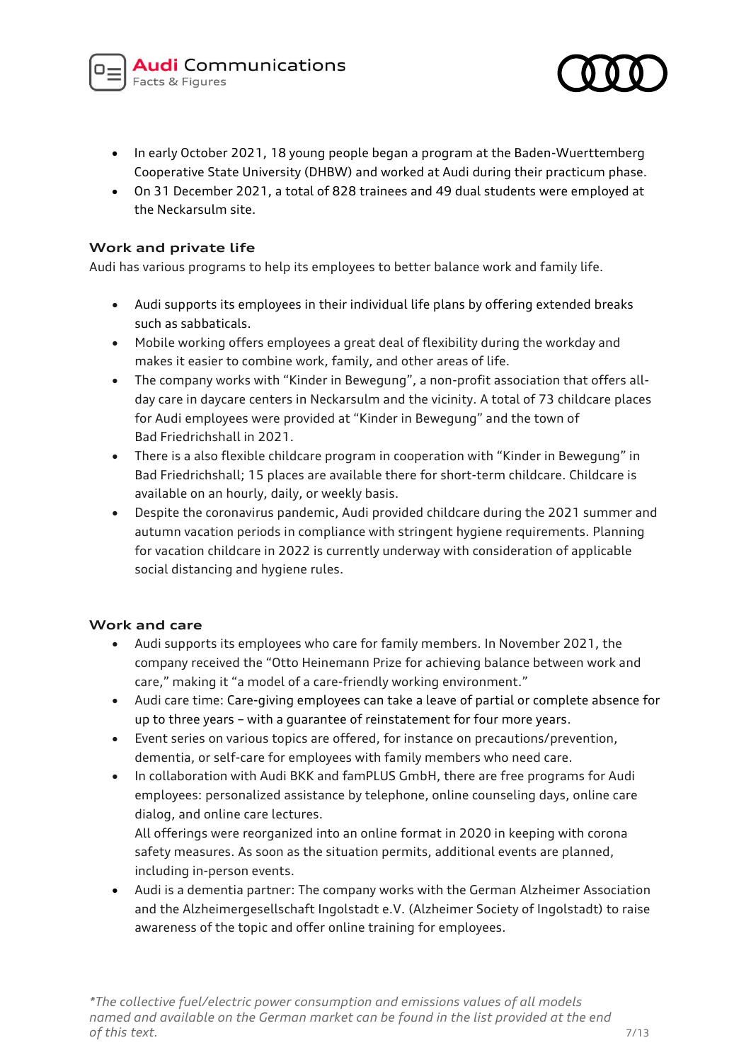- In early October 2021, 18 young people began a program at the Baden-Wuerttemberg Cooperative State University (DHBW) and worked at Audi during their practicum phase.
- On 31 December 2021, a total of 828 trainees and 49 dual students were employed at the Neckarsulm site.

### Work and private life

Audi has various programs to help its employees to better balance work and family life.

- Audi supports its employees in their individual life plans by offering extended breaks such as sabbaticals.
- Mobile working offers employees a great deal of flexibility during the workday and makes it easier to combine work, family, and other areas of life.
- The company works with "Kinder in Bewegung", a non-profit association that offers all-day care in daycare centers in Neckarsulm and the vicinity. A total of 73 childcare places for Audi employees were provided at "Kinder in Bewegung" and the town of Bad Friedrichshall in 2021.
- There is a also flexible childcare program in cooperation with "Kinder in Bewegung" in Bad Friedrichshall; 15 places are available there for short-term childcare. Childcare is available on an hourly, daily, or weekly basis.
- Despite the coronavirus pandemic, Audi provided childcare during the 2021 summer and autumn vacation periods in compliance with stringent hygiene requirements. Planning for vacation childcare in 2022 is currently underway with consideration of applicable social distancing and hygiene rules.

### Work and care

- Audi supports its employees who care for family members. In November 2021, the company received the "Otto Heinemann Prize for achieving balance between work and care," making it "a model of a care-friendly working environment."
- Audi care time: Care-giving employees can take a leave of partial or complete absence for up to three years – with a guarantee of reinstatement for four more years.
- Event series on various topics are offered, for instance on precautions/prevention, dementia, or self-care for employees with family members who need care.
- In collaboration with Audi BKK and famPLUS GmbH, there are free programs for Audi employees: personalized assistance by telephone, online counseling days, online care dialog, and online care lectures.
  All offerings were reorganized into an online format in 2020 in keeping with corona safety measures. As soon as the situation permits, additional events are planned, including in-person events.
- Audi is a dementia partner: The company works with the German Alzheimer Association and the Alzheimergesellschaft Ingolstadt e.V. (Alzheimer Society of Ingolstadt) to raise awareness of the topic and offer online training for employees.

*\*The collective fuel/electric power consumption and emissions values of all models named and available on the German market can be found in the list provided at the end of this text.*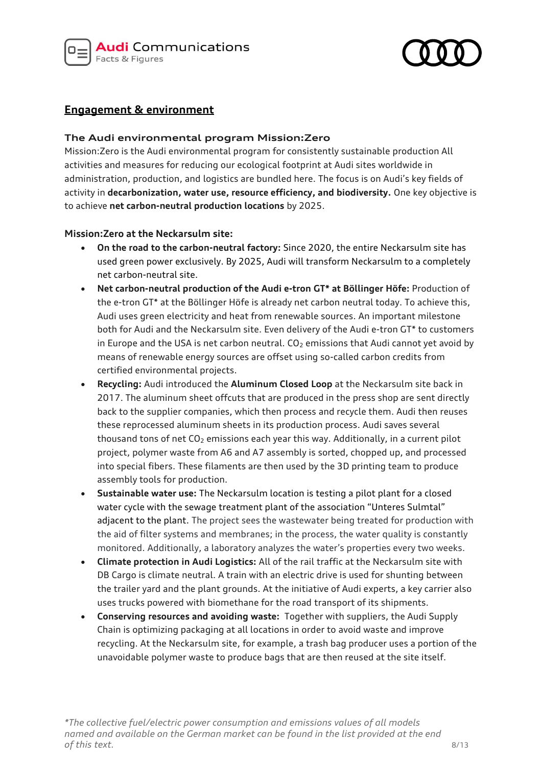## Engagement & environment

### The Audi environmental program Mission:Zero

Mission:Zero is the Audi environmental program for consistently sustainable production All activities and measures for reducing our ecological footprint at Audi sites worldwide in administration, production, and logistics are bundled here. The focus is on Audi's key fields of activity in **decarbonization, water use, resource efficiency, and biodiversity.** One key objective is to achieve **net carbon-neutral production locations** by 2025.

**Mission:Zero at the Neckarsulm site:**

- **On the road to the carbon-neutral factory:** Since 2020, the entire Neckarsulm site has used green power exclusively. By 2025, Audi will transform Neckarsulm to a completely net carbon-neutral site.
- **Net carbon-neutral production of the Audi e-tron GT* at Böllinger Höfe:** Production of the e-tron GT* at the Böllinger Höfe is already net carbon neutral today. To achieve this, Audi uses green electricity and heat from renewable sources. An important milestone both for Audi and the Neckarsulm site. Even delivery of the Audi e-tron GT* to customers in Europe and the USA is net carbon neutral. $CO_2$ emissions that Audi cannot yet avoid by means of renewable energy sources are offset using so-called carbon credits from certified environmental projects.
- **Recycling:** Audi introduced the **Aluminum Closed Loop** at the Neckarsulm site back in 2017. The aluminum sheet offcuts that are produced in the press shop are sent directly back to the supplier companies, which then process and recycle them. Audi then reuses these reprocessed aluminum sheets in its production process. Audi saves several thousand tons of net $CO_2$ emissions each year this way. Additionally, in a current pilot project, polymer waste from A6 and A7 assembly is sorted, chopped up, and processed into special fibers. These filaments are then used by the 3D printing team to produce assembly tools for production.
- **Sustainable water use:** The Neckarsulm location is testing a pilot plant for a closed water cycle with the sewage treatment plant of the association "Unteres Sulmtal" adjacent to the plant. The project sees the wastewater being treated for production with the aid of filter systems and membranes; in the process, the water quality is constantly monitored. Additionally, a laboratory analyzes the water's properties every two weeks.
- **Climate protection in Audi Logistics:** All of the rail traffic at the Neckarsulm site with DB Cargo is climate neutral. A train with an electric drive is used for shunting between the trailer yard and the plant grounds. At the initiative of Audi experts, a key carrier also uses trucks powered with biomethane for the road transport of its shipments.
- **Conserving resources and avoiding waste:** Together with suppliers, the Audi Supply Chain is optimizing packaging at all locations in order to avoid waste and improve recycling. At the Neckarsulm site, for example, a trash bag producer uses a portion of the unavoidable polymer waste to produce bags that are then reused at the site itself.

*\*The collective fuel/electric power consumption and emissions values of all models named and available on the German market can be found in the list provided at the end of this text.*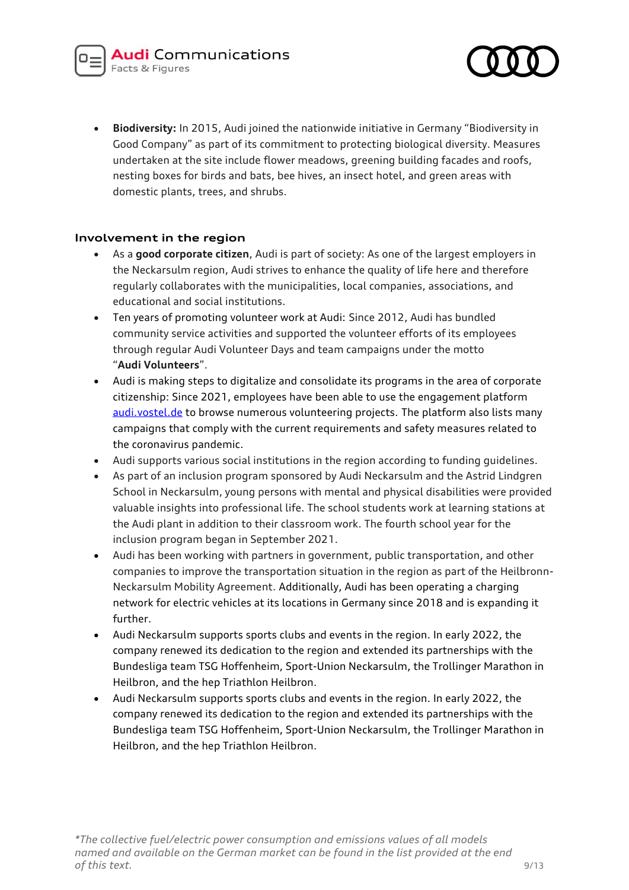- **Biodiversity:** In 2015, Audi joined the nationwide initiative in Germany "Biodiversity in Good Company" as part of its commitment to protecting biological diversity. Measures undertaken at the site include flower meadows, greening building facades and roofs, nesting boxes for birds and bats, bee hives, an insect hotel, and green areas with domestic plants, trees, and shrubs.

### Involvement in the region

- As a **good corporate citizen**, Audi is part of society: As one of the largest employers in the Neckarsulm region, Audi strives to enhance the quality of life here and therefore regularly collaborates with the municipalities, local companies, associations, and educational and social institutions.
- Ten years of promoting volunteer work at Audi: Since 2012, Audi has bundled community service activities and supported the volunteer efforts of its employees through regular Audi Volunteer Days and team campaigns under the motto "**Audi Volunteers**".
- Audi is making steps to digitalize and consolidate its programs in the area of corporate citizenship: Since 2021, employees have been able to use the engagement platform [audi.vostel.de](audi.vostel.de) to browse numerous volunteering projects. The platform also lists many campaigns that comply with the current requirements and safety measures related to the coronavirus pandemic.
- Audi supports various social institutions in the region according to funding guidelines.
- As part of an inclusion program sponsored by Audi Neckarsulm and the Astrid Lindgren School in Neckarsulm, young persons with mental and physical disabilities were provided valuable insights into professional life. The school students work at learning stations at the Audi plant in addition to their classroom work. The fourth school year for the inclusion program began in September 2021.
- Audi has been working with partners in government, public transportation, and other companies to improve the transportation situation in the region as part of the Heilbronn-Neckarsulm Mobility Agreement. Additionally, Audi has been operating a charging network for electric vehicles at its locations in Germany since 2018 and is expanding it further.
- Audi Neckarsulm supports sports clubs and events in the region. In early 2022, the company renewed its dedication to the region and extended its partnerships with the Bundesliga team TSG Hoffenheim, Sport-Union Neckarsulm, the Trollinger Marathon in Heilbron, and the hep Triathlon Heilbron.
- Audi Neckarsulm supports sports clubs and events in the region. In early 2022, the company renewed its dedication to the region and extended its partnerships with the Bundesliga team TSG Hoffenheim, Sport-Union Neckarsulm, the Trollinger Marathon in Heilbron, and the hep Triathlon Heilbron.

*\*The collective fuel/electric power consumption and emissions values of all models named and available on the German market can be found in the list provided at the end of this text.*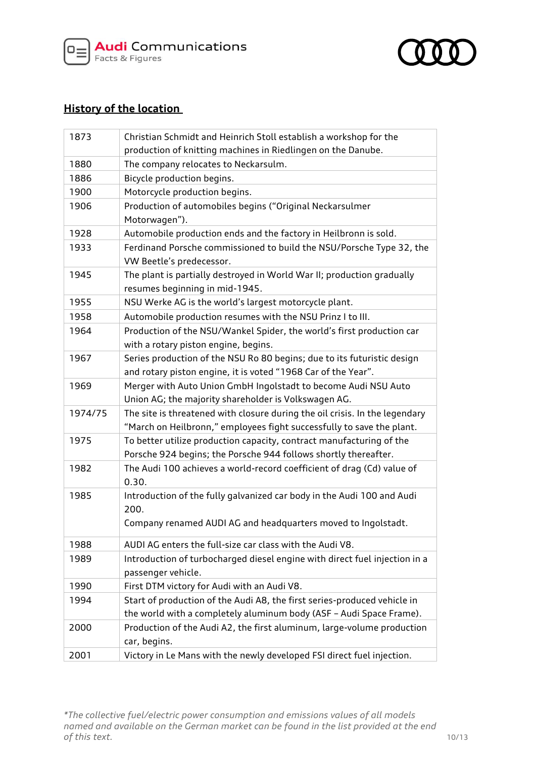## History of the location

| Year | Event |
|---|---|
| 1873 | Christian Schmidt and Heinrich Stoll establish a workshop for the production of knitting machines in Riedlingen on the Danube. |
| 1880 | The company relocates to Neckarsulm. |
| 1886 | Bicycle production begins. |
| 1900 | Motorcycle production begins. |
| 1906 | Production of automobiles begins ("Original Neckarsulmer Motorwagen"). |
| 1928 | Automobile production ends and the factory in Heilbronn is sold. |
| 1933 | Ferdinand Porsche commissioned to build the NSU/Porsche Type 32, the VW Beetle's predecessor. |
| 1945 | The plant is partially destroyed in World War II; production gradually resumes beginning in mid-1945. |
| 1955 | NSU Werke AG is the world's largest motorcycle plant. |
| 1958 | Automobile production resumes with the NSU Prinz I to III. |
| 1964 | Production of the NSU/Wankel Spider, the world's first production car with a rotary piston engine, begins. |
| 1967 | Series production of the NSU Ro 80 begins; due to its futuristic design and rotary piston engine, it is voted "1968 Car of the Year". |
| 1969 | Merger with Auto Union GmbH Ingolstadt to become Audi NSU Auto Union AG; the majority shareholder is Volkswagen AG. |
| 1974/75 | The site is threatened with closure during the oil crisis. In the legendary "March on Heilbronn," employees fight successfully to save the plant. |
| 1975 | To better utilize production capacity, contract manufacturing of the Porsche 924 begins; the Porsche 944 follows shortly thereafter. |
| 1982 | The Audi 100 achieves a world-record coefficient of drag (Cd) value of 0.30. |
| 1985 | Introduction of the fully galvanized car body in the Audi 100 and Audi 200.<br>Company renamed AUDI AG and headquarters moved to Ingolstadt. |
| 1988 | AUDI AG enters the full-size car class with the Audi V8. |
| 1989 | Introduction of turbocharged diesel engine with direct fuel injection in a passenger vehicle. |
| 1990 | First DTM victory for Audi with an Audi V8. |
| 1994 | Start of production of the Audi A8, the first series-produced vehicle in the world with a completely aluminum body (ASF – Audi Space Frame). |
| 2000 | Production of the Audi A2, the first aluminum, large-volume production car, begins. |
| 2001 | Victory in Le Mans with the newly developed FSI direct fuel injection. |

*\*The collective fuel/electric power consumption and emissions values of all models named and available on the German market can be found in the list provided at the end of this text.*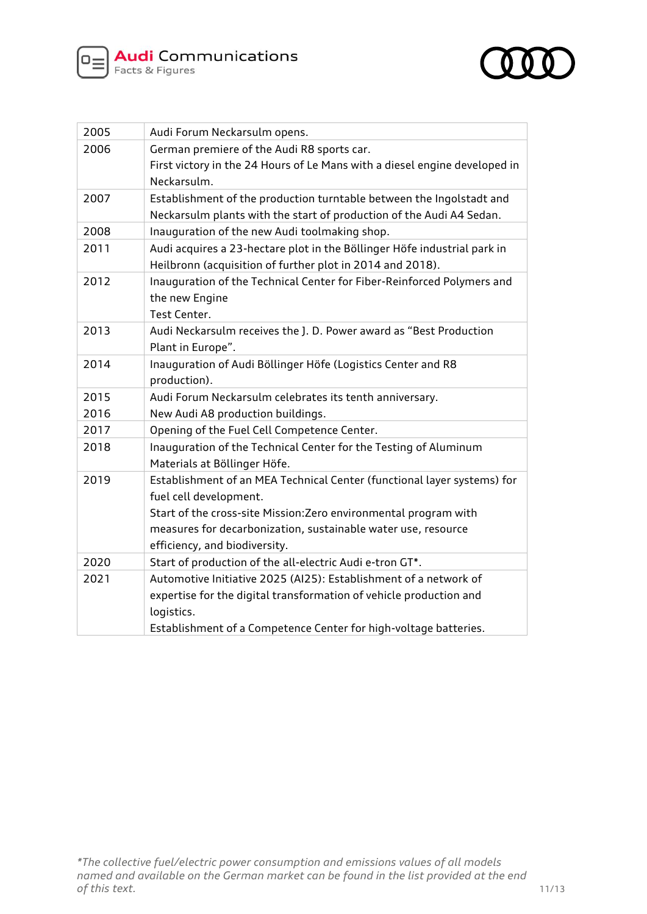| | |
|---|---|
| 2005 | Audi Forum Neckarsulm opens. |
| 2006 | German premiere of the Audi R8 sports car.<br>First victory in the 24 Hours of Le Mans with a diesel engine developed in Neckarsulm. |
| 2007 | Establishment of the production turntable between the Ingolstadt and Neckarsulm plants with the start of production of the Audi A4 Sedan. |
| 2008 | Inauguration of the new Audi toolmaking shop. |
| 2011 | Audi acquires a 23-hectare plot in the Böllinger Höfe industrial park in Heilbronn (acquisition of further plot in 2014 and 2018). |
| 2012 | Inauguration of the Technical Center for Fiber-Reinforced Polymers and the new Engine<br>Test Center. |
| 2013 | Audi Neckarsulm receives the J. D. Power award as “Best Production Plant in Europe”. |
| 2014 | Inauguration of Audi Böllinger Höfe (Logistics Center and R8 production). |
| 2015<br>2016 | Audi Forum Neckarsulm celebrates its tenth anniversary.<br>New Audi A8 production buildings. |
| 2017 | Opening of the Fuel Cell Competence Center. |
| 2018 | Inauguration of the Technical Center for the Testing of Aluminum Materials at Böllinger Höfe. |
| 2019 | Establishment of an MEA Technical Center (functional layer systems) for fuel cell development.<br>Start of the cross-site Mission:Zero environmental program with measures for decarbonization, sustainable water use, resource efficiency, and biodiversity. |
| 2020 | Start of production of the all-electric Audi e-tron GT*. |
| 2021 | Automotive Initiative 2025 (AI25): Establishment of a network of expertise for the digital transformation of vehicle production and logistics.<br>Establishment of a Competence Center for high-voltage batteries. |

*\*The collective fuel/electric power consumption and emissions values of all models named and available on the German market can be found in the list provided at the end of this text.*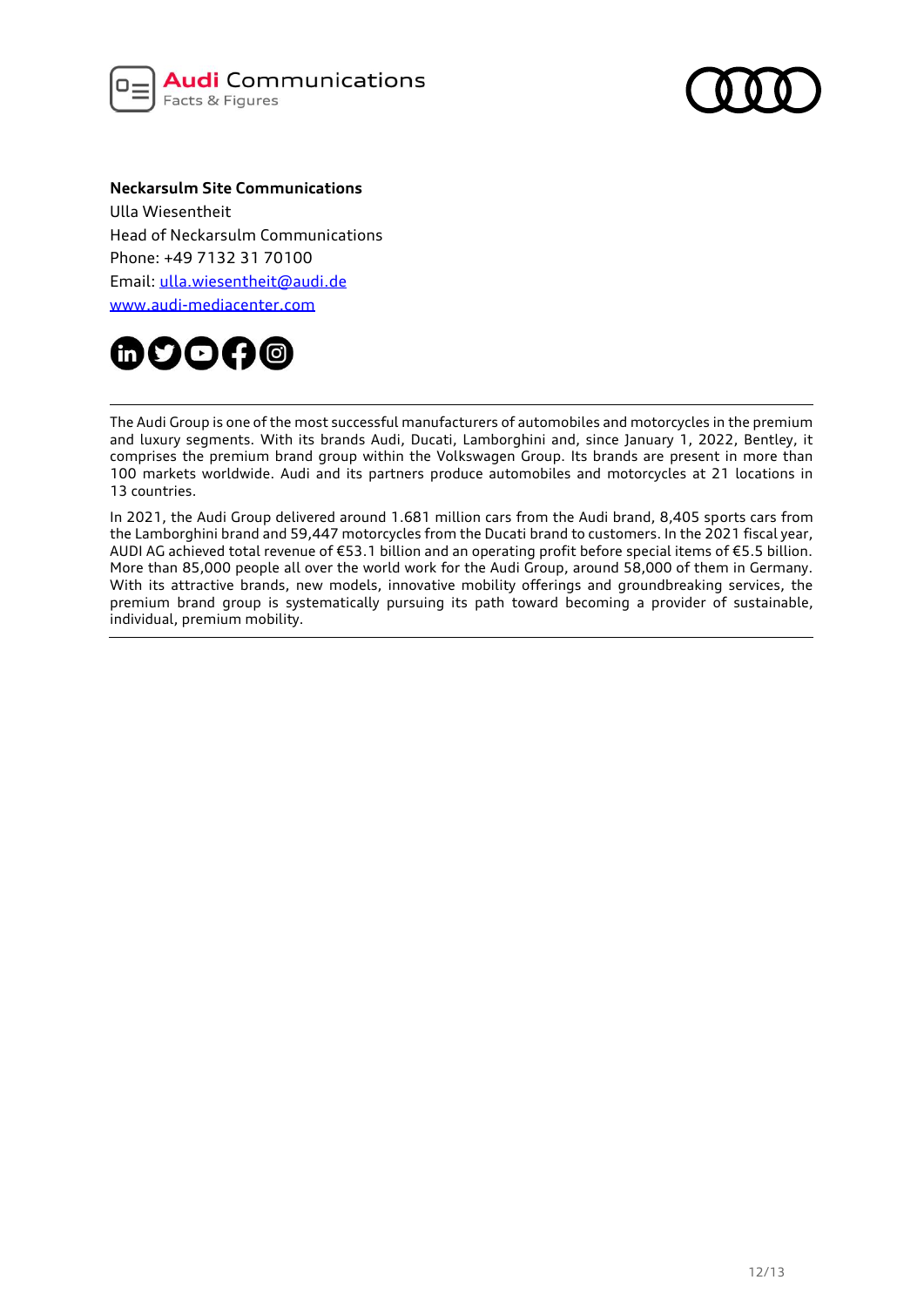**Neckarsulm Site Communications**
Ulla Wiesentheit
Head of Neckarsulm Communications
Phone: +49 7132 31 70100
Email: ulla.wiesentheit@audi.de
www.audi-mediacenter.com

---

The Audi Group is one of the most successful manufacturers of automobiles and motorcycles in the premium and luxury segments. With its brands Audi, Ducati, Lamborghini and, since January 1, 2022, Bentley, it comprises the premium brand group within the Volkswagen Group. Its brands are present in more than 100 markets worldwide. Audi and its partners produce automobiles and motorcycles at 21 locations in 13 countries.

In 2021, the Audi Group delivered around 1.681 million cars from the Audi brand, 8,405 sports cars from the Lamborghini brand and 59,447 motorcycles from the Ducati brand to customers. In the 2021 fiscal year, AUDI AG achieved total revenue of €53.1 billion and an operating profit before special items of €5.5 billion. More than 85,000 people all over the world work for the Audi Group, around 58,000 of them in Germany. With its attractive brands, new models, innovative mobility offerings and groundbreaking services, the premium brand group is systematically pursuing its path toward becoming a provider of sustainable, individual, premium mobility.

---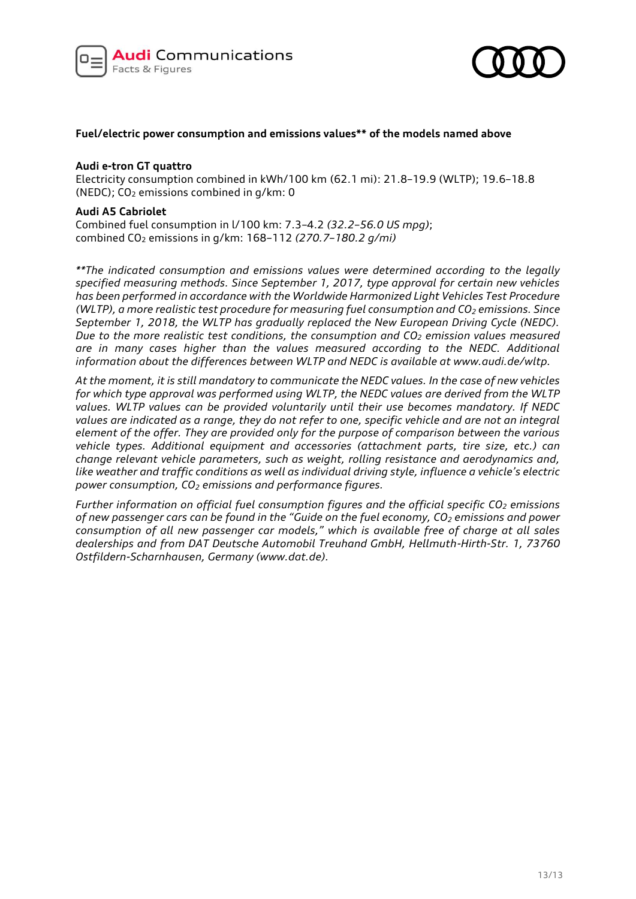**Fuel/electric power consumption and emissions values** of the models named above**

**Audi e-tron GT quattro**

Electricity consumption combined in kWh/100 km (62.1 mi): 21.8–19.9 (WLTP); 19.6–18.8 (NEDC); $CO_2$ emissions combined in g/km: 0

**Audi A5 Cabriolet**

Combined fuel consumption in l/100 km: 7.3–4.2 *(32.2–56.0 US mpg)*; combined $CO_2$ emissions in g/km: 168–112 *(270.7–180.2 g/mi)*

*\*\*The indicated consumption and emissions values were determined according to the legally specified measuring methods. Since September 1, 2017, type approval for certain new vehicles has been performed in accordance with the Worldwide Harmonized Light Vehicles Test Procedure (WLTP), a more realistic test procedure for measuring fuel consumption and $CO_2$ emissions. Since September 1, 2018, the WLTP has gradually replaced the New European Driving Cycle (NEDC). Due to the more realistic test conditions, the consumption and $CO_2$ emission values measured are in many cases higher than the values measured according to the NEDC. Additional information about the differences between WLTP and NEDC is available at www.audi.de/wltp.*

*At the moment, it is still mandatory to communicate the NEDC values. In the case of new vehicles for which type approval was performed using WLTP, the NEDC values are derived from the WLTP values. WLTP values can be provided voluntarily until their use becomes mandatory. If NEDC values are indicated as a range, they do not refer to one, specific vehicle and are not an integral element of the offer. They are provided only for the purpose of comparison between the various vehicle types. Additional equipment and accessories (attachment parts, tire size, etc.) can change relevant vehicle parameters, such as weight, rolling resistance and aerodynamics and, like weather and traffic conditions as well as individual driving style, influence a vehicle's electric power consumption, $CO_2$ emissions and performance figures.*

*Further information on official fuel consumption figures and the official specific $CO_2$ emissions of new passenger cars can be found in the "Guide on the fuel economy, $CO_2$ emissions and power consumption of all new passenger car models," which is available free of charge at all sales dealerships and from DAT Deutsche Automobil Treuhand GmbH, Hellmuth-Hirth-Str. 1, 73760 Ostfildern-Scharnhausen, Germany (www.dat.de).*